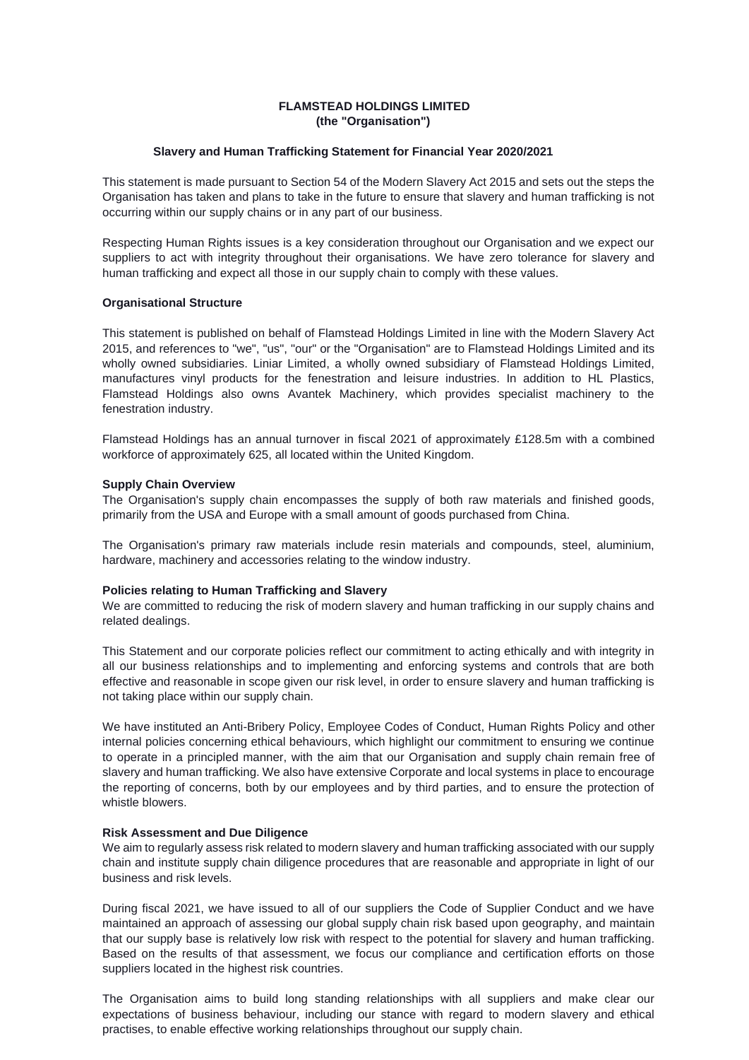**FLAMSTEAD HOLDINGS LIMITED**
**(the "Organisation")**

**Slavery and Human Trafficking Statement for Financial Year 2020/2021**

This statement is made pursuant to Section 54 of the Modern Slavery Act 2015 and sets out the steps the Organisation has taken and plans to take in the future to ensure that slavery and human trafficking is not occurring within our supply chains or in any part of our business.

Respecting Human Rights issues is a key consideration throughout our Organisation and we expect our suppliers to act with integrity throughout their organisations. We have zero tolerance for slavery and human trafficking and expect all those in our supply chain to comply with these values.

**Organisational Structure**

This statement is published on behalf of Flamstead Holdings Limited in line with the Modern Slavery Act 2015, and references to "we", "us", "our" or the "Organisation" are to Flamstead Holdings Limited and its wholly owned subsidiaries. Liniar Limited, a wholly owned subsidiary of Flamstead Holdings Limited, manufactures vinyl products for the fenestration and leisure industries. In addition to HL Plastics, Flamstead Holdings also owns Avantek Machinery, which provides specialist machinery to the fenestration industry.

Flamstead Holdings has an annual turnover in fiscal 2021 of approximately £128.5m with a combined workforce of approximately 625, all located within the United Kingdom.

**Supply Chain Overview**

The Organisation's supply chain encompasses the supply of both raw materials and finished goods, primarily from the USA and Europe with a small amount of goods purchased from China.

The Organisation's primary raw materials include resin materials and compounds, steel, aluminium, hardware, machinery and accessories relating to the window industry.

**Policies relating to Human Trafficking and Slavery**

We are committed to reducing the risk of modern slavery and human trafficking in our supply chains and related dealings.

This Statement and our corporate policies reflect our commitment to acting ethically and with integrity in all our business relationships and to implementing and enforcing systems and controls that are both effective and reasonable in scope given our risk level, in order to ensure slavery and human trafficking is not taking place within our supply chain.

We have instituted an Anti-Bribery Policy, Employee Codes of Conduct, Human Rights Policy and other internal policies concerning ethical behaviours, which highlight our commitment to ensuring we continue to operate in a principled manner, with the aim that our Organisation and supply chain remain free of slavery and human trafficking. We also have extensive Corporate and local systems in place to encourage the reporting of concerns, both by our employees and by third parties, and to ensure the protection of whistle blowers.

**Risk Assessment and Due Diligence**

We aim to regularly assess risk related to modern slavery and human trafficking associated with our supply chain and institute supply chain diligence procedures that are reasonable and appropriate in light of our business and risk levels.

During fiscal 2021, we have issued to all of our suppliers the Code of Supplier Conduct and we have maintained an approach of assessing our global supply chain risk based upon geography, and maintain that our supply base is relatively low risk with respect to the potential for slavery and human trafficking. Based on the results of that assessment, we focus our compliance and certification efforts on those suppliers located in the highest risk countries.

The Organisation aims to build long standing relationships with all suppliers and make clear our expectations of business behaviour, including our stance with regard to modern slavery and ethical practises, to enable effective working relationships throughout our supply chain.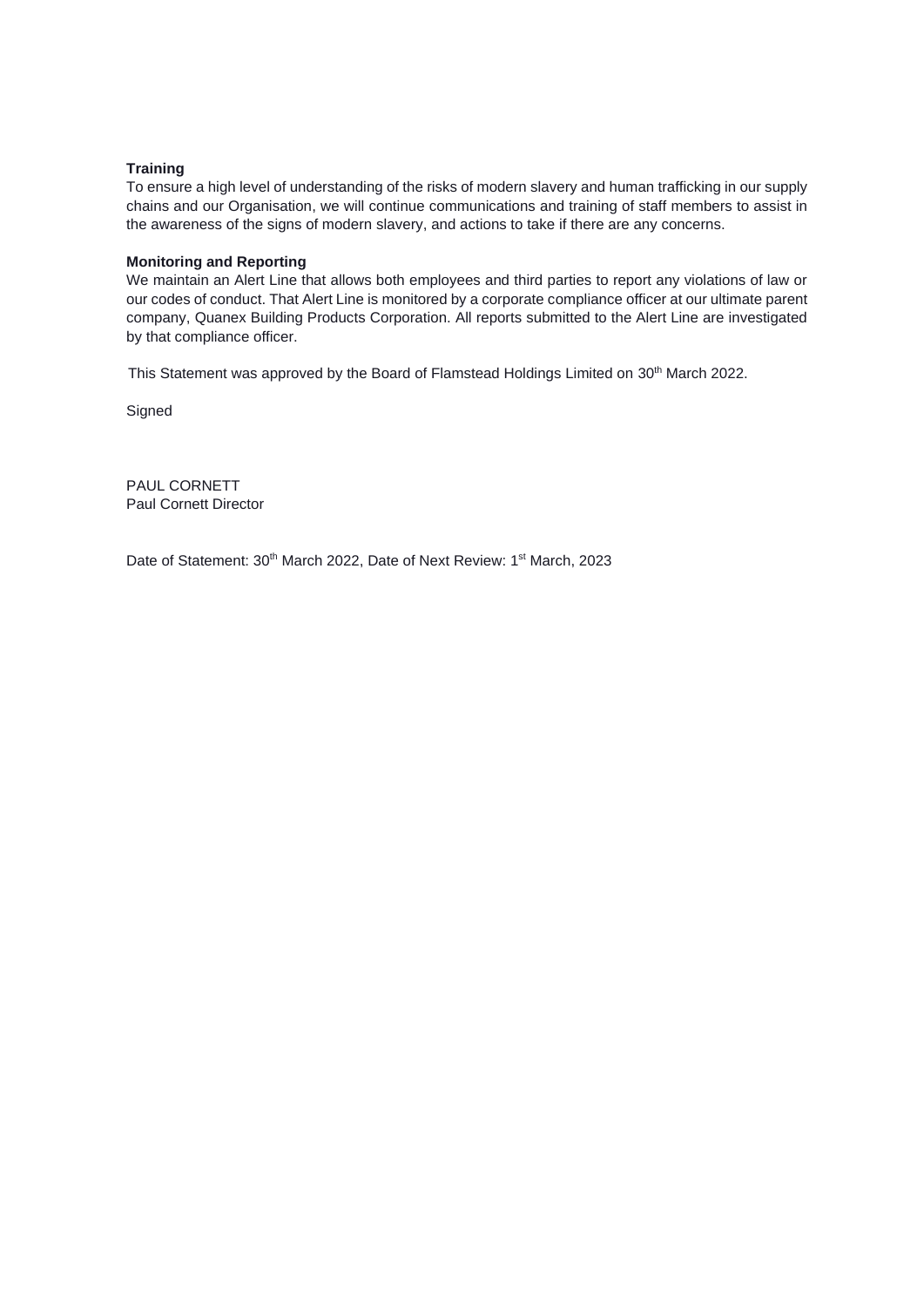**Training**

To ensure a high level of understanding of the risks of modern slavery and human trafficking in our supply chains and our Organisation, we will continue communications and training of staff members to assist in the awareness of the signs of modern slavery, and actions to take if there are any concerns.

**Monitoring and Reporting**

We maintain an Alert Line that allows both employees and third parties to report any violations of law or our codes of conduct. That Alert Line is monitored by a corporate compliance officer at our ultimate parent company, Quanex Building Products Corporation. All reports submitted to the Alert Line are investigated by that compliance officer.

This Statement was approved by the Board of Flamstead Holdings Limited on 30th March 2022.

Signed

PAUL CORNETT
Paul Cornett Director

Date of Statement: 30th March 2022, Date of Next Review: 1st March, 2023